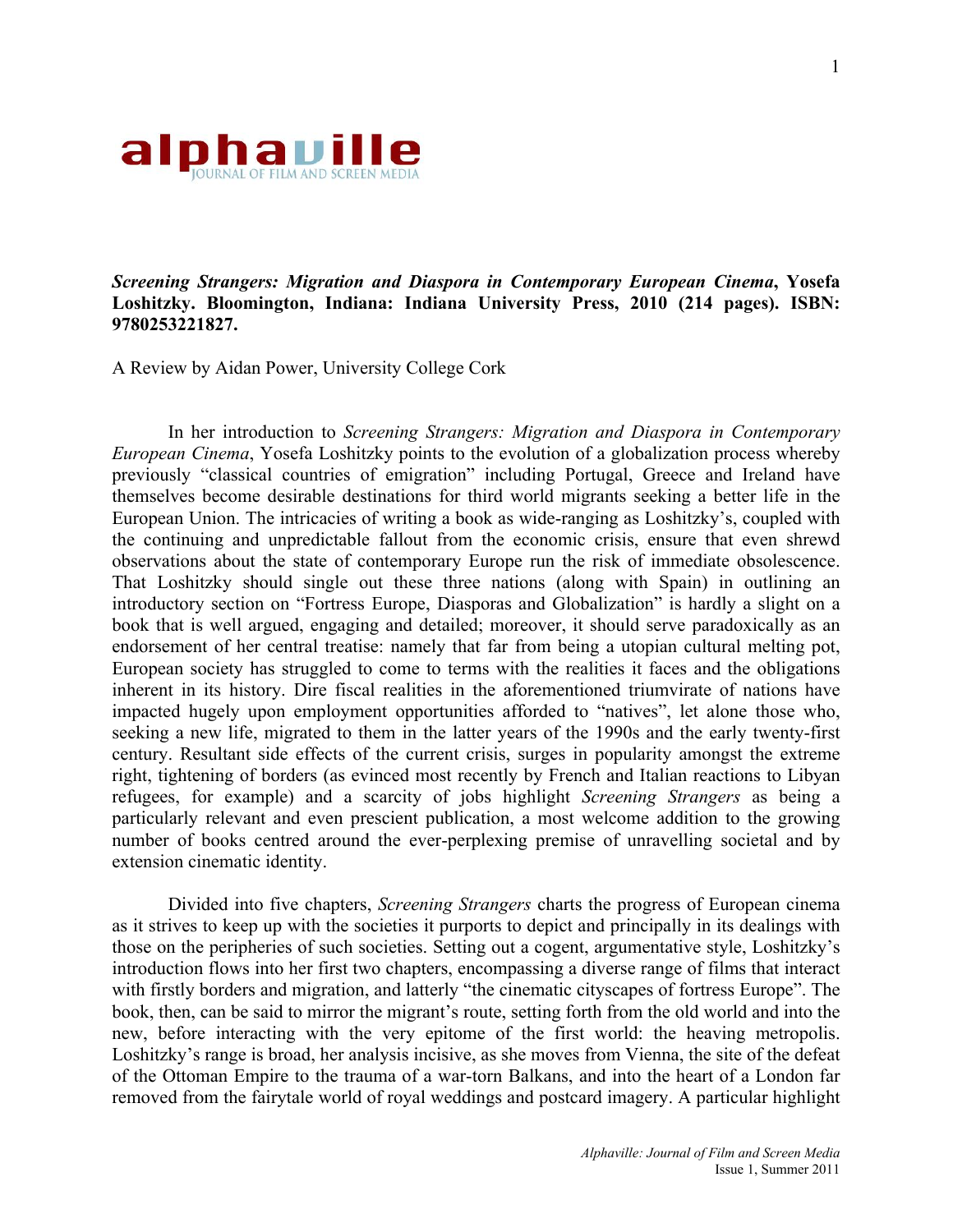**alphaville** JOURNAL OF FILM AND SCREEN MEDIA

***Screening Strangers: Migration and Diaspora in Contemporary European Cinema*, Yosefa Loshitzky. Bloomington, Indiana: Indiana University Press, 2010 (214 pages). ISBN: 9780253221827.**

A Review by Aidan Power, University College Cork

In her introduction to *Screening Strangers: Migration and Diaspora in Contemporary European Cinema*, Yosefa Loshitzky points to the evolution of a globalization process whereby previously "classical countries of emigration" including Portugal, Greece and Ireland have themselves become desirable destinations for third world migrants seeking a better life in the European Union. The intricacies of writing a book as wide-ranging as Loshitzky's, coupled with the continuing and unpredictable fallout from the economic crisis, ensure that even shrewd observations about the state of contemporary Europe run the risk of immediate obsolescence. That Loshitzky should single out these three nations (along with Spain) in outlining an introductory section on "Fortress Europe, Diasporas and Globalization" is hardly a slight on a book that is well argued, engaging and detailed; moreover, it should serve paradoxically as an endorsement of her central treatise: namely that far from being a utopian cultural melting pot, European society has struggled to come to terms with the realities it faces and the obligations inherent in its history. Dire fiscal realities in the aforementioned triumvirate of nations have impacted hugely upon employment opportunities afforded to "natives", let alone those who, seeking a new life, migrated to them in the latter years of the 1990s and the early twenty-first century. Resultant side effects of the current crisis, surges in popularity amongst the extreme right, tightening of borders (as evinced most recently by French and Italian reactions to Libyan refugees, for example) and a scarcity of jobs highlight *Screening Strangers* as being a particularly relevant and even prescient publication, a most welcome addition to the growing number of books centred around the ever-perplexing premise of unravelling societal and by extension cinematic identity.

Divided into five chapters, *Screening Strangers* charts the progress of European cinema as it strives to keep up with the societies it purports to depict and principally in its dealings with those on the peripheries of such societies. Setting out a cogent, argumentative style, Loshitzky's introduction flows into her first two chapters, encompassing a diverse range of films that interact with firstly borders and migration, and latterly "the cinematic cityscapes of fortress Europe". The book, then, can be said to mirror the migrant's route, setting forth from the old world and into the new, before interacting with the very epitome of the first world: the heaving metropolis. Loshitzky's range is broad, her analysis incisive, as she moves from Vienna, the site of the defeat of the Ottoman Empire to the trauma of a war-torn Balkans, and into the heart of a London far removed from the fairytale world of royal weddings and postcard imagery. A particular highlight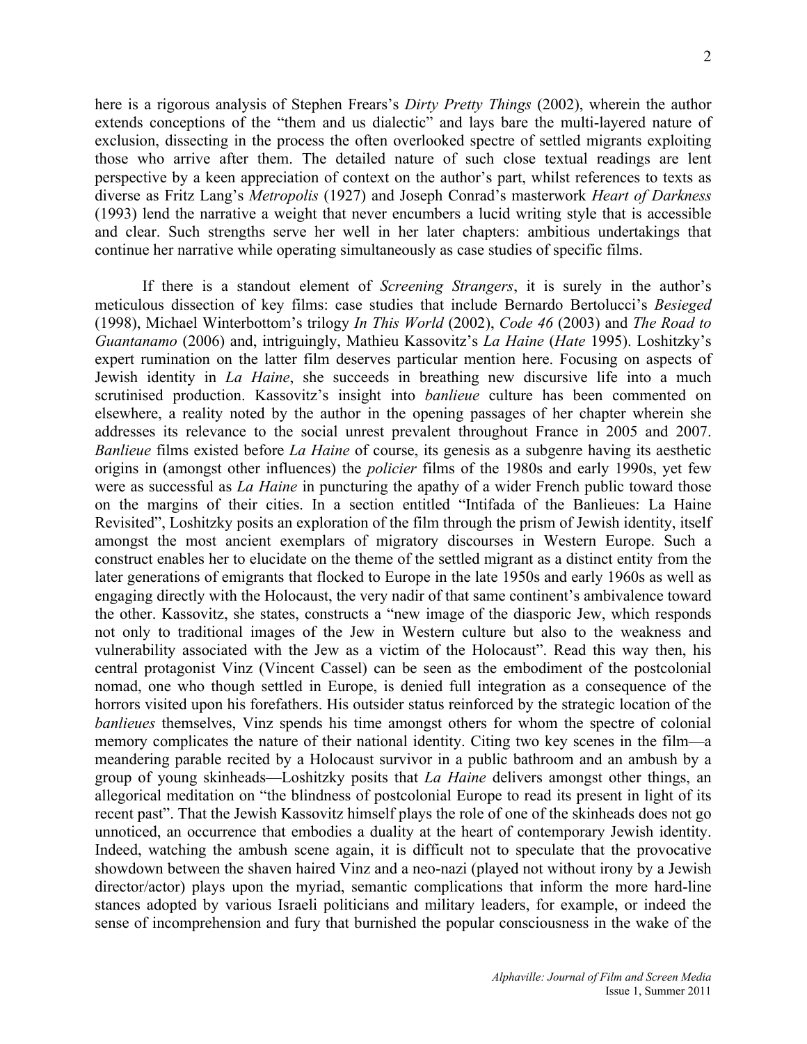here is a rigorous analysis of Stephen Frears's *Dirty Pretty Things* (2002), wherein the author extends conceptions of the "them and us dialectic" and lays bare the multi-layered nature of exclusion, dissecting in the process the often overlooked spectre of settled migrants exploiting those who arrive after them. The detailed nature of such close textual readings are lent perspective by a keen appreciation of context on the author's part, whilst references to texts as diverse as Fritz Lang's *Metropolis* (1927) and Joseph Conrad's masterwork *Heart of Darkness* (1993) lend the narrative a weight that never encumbers a lucid writing style that is accessible and clear. Such strengths serve her well in her later chapters: ambitious undertakings that continue her narrative while operating simultaneously as case studies of specific films.

If there is a standout element of *Screening Strangers*, it is surely in the author's meticulous dissection of key films: case studies that include Bernardo Bertolucci's *Besieged* (1998), Michael Winterbottom's trilogy *In This World* (2002), *Code 46* (2003) and *The Road to Guantanamo* (2006) and, intriguingly, Mathieu Kassovitz's *La Haine* (*Hate* 1995). Loshitzky's expert rumination on the latter film deserves particular mention here. Focusing on aspects of Jewish identity in *La Haine*, she succeeds in breathing new discursive life into a much scrutinised production. Kassovitz's insight into *banlieue* culture has been commented on elsewhere, a reality noted by the author in the opening passages of her chapter wherein she addresses its relevance to the social unrest prevalent throughout France in 2005 and 2007. *Banlieue* films existed before *La Haine* of course, its genesis as a subgenre having its aesthetic origins in (amongst other influences) the *policier* films of the 1980s and early 1990s, yet few were as successful as *La Haine* in puncturing the apathy of a wider French public toward those on the margins of their cities. In a section entitled "Intifada of the Banlieues: La Haine Revisited", Loshitzky posits an exploration of the film through the prism of Jewish identity, itself amongst the most ancient exemplars of migratory discourses in Western Europe. Such a construct enables her to elucidate on the theme of the settled migrant as a distinct entity from the later generations of emigrants that flocked to Europe in the late 1950s and early 1960s as well as engaging directly with the Holocaust, the very nadir of that same continent's ambivalence toward the other. Kassovitz, she states, constructs a "new image of the diasporic Jew, which responds not only to traditional images of the Jew in Western culture but also to the weakness and vulnerability associated with the Jew as a victim of the Holocaust". Read this way then, his central protagonist Vinz (Vincent Cassel) can be seen as the embodiment of the postcolonial nomad, one who though settled in Europe, is denied full integration as a consequence of the horrors visited upon his forefathers. His outsider status reinforced by the strategic location of the *banlieues* themselves, Vinz spends his time amongst others for whom the spectre of colonial memory complicates the nature of their national identity. Citing two key scenes in the film—a meandering parable recited by a Holocaust survivor in a public bathroom and an ambush by a group of young skinheads—Loshitzky posits that *La Haine* delivers amongst other things, an allegorical meditation on "the blindness of postcolonial Europe to read its present in light of its recent past". That the Jewish Kassovitz himself plays the role of one of the skinheads does not go unnoticed, an occurrence that embodies a duality at the heart of contemporary Jewish identity. Indeed, watching the ambush scene again, it is difficult not to speculate that the provocative showdown between the shaven haired Vinz and a neo-nazi (played not without irony by a Jewish director/actor) plays upon the myriad, semantic complications that inform the more hard-line stances adopted by various Israeli politicians and military leaders, for example, or indeed the sense of incomprehension and fury that burnished the popular consciousness in the wake of the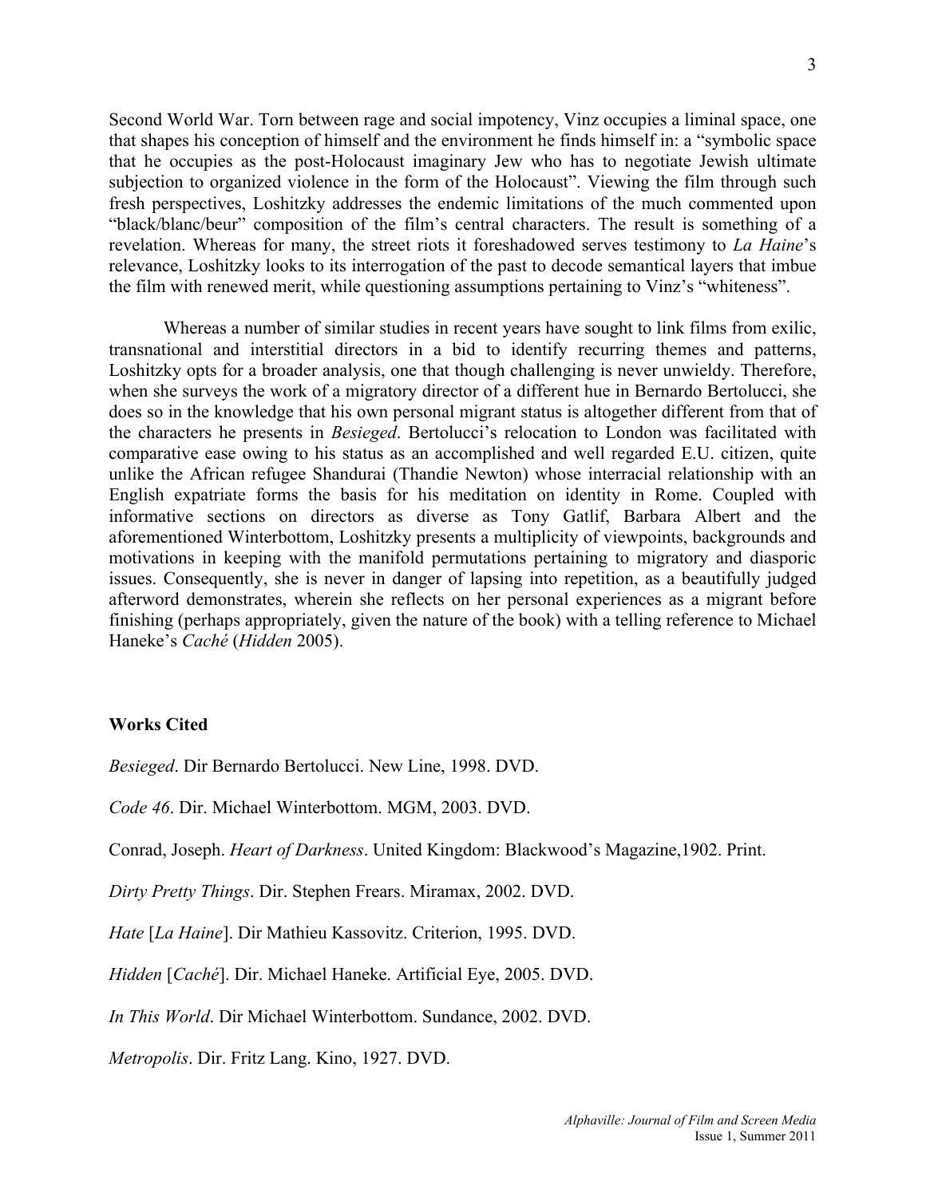Second World War. Torn between rage and social impotency, Vinz occupies a liminal space, one that shapes his conception of himself and the environment he finds himself in: a "symbolic space that he occupies as the post-Holocaust imaginary Jew who has to negotiate Jewish ultimate subjection to organized violence in the form of the Holocaust". Viewing the film through such fresh perspectives, Loshitzky addresses the endemic limitations of the much commented upon "black/blanc/beur" composition of the film's central characters. The result is something of a revelation. Whereas for many, the street riots it foreshadowed serves testimony to *La Haine*'s relevance, Loshitzky looks to its interrogation of the past to decode semantical layers that imbue the film with renewed merit, while questioning assumptions pertaining to Vinz's "whiteness".

Whereas a number of similar studies in recent years have sought to link films from exilic, transnational and interstitial directors in a bid to identify recurring themes and patterns, Loshitzky opts for a broader analysis, one that though challenging is never unwieldy. Therefore, when she surveys the work of a migratory director of a different hue in Bernardo Bertolucci, she does so in the knowledge that his own personal migrant status is altogether different from that of the characters he presents in *Besieged*. Bertolucci's relocation to London was facilitated with comparative ease owing to his status as an accomplished and well regarded E.U. citizen, quite unlike the African refugee Shandurai (Thandie Newton) whose interracial relationship with an English expatriate forms the basis for his meditation on identity in Rome. Coupled with informative sections on directors as diverse as Tony Gatlif, Barbara Albert and the aforementioned Winterbottom, Loshitzky presents a multiplicity of viewpoints, backgrounds and motivations in keeping with the manifold permutations pertaining to migratory and diasporic issues. Consequently, she is never in danger of lapsing into repetition, as a beautifully judged afterword demonstrates, wherein she reflects on her personal experiences as a migrant before finishing (perhaps appropriately, given the nature of the book) with a telling reference to Michael Haneke's *Caché* (*Hidden* 2005).

**Works Cited**

*Besieged*. Dir Bernardo Bertolucci. New Line, 1998. DVD.

*Code 46*. Dir. Michael Winterbottom. MGM, 2003. DVD.

Conrad, Joseph. *Heart of Darkness*. United Kingdom: Blackwood's Magazine,1902. Print.

*Dirty Pretty Things*. Dir. Stephen Frears. Miramax, 2002. DVD.

*Hate* [*La Haine*]. Dir Mathieu Kassovitz. Criterion, 1995. DVD.

*Hidden* [*Caché*]. Dir. Michael Haneke. Artificial Eye, 2005. DVD.

*In This World*. Dir Michael Winterbottom. Sundance, 2002. DVD.

*Metropolis*. Dir. Fritz Lang. Kino, 1927. DVD.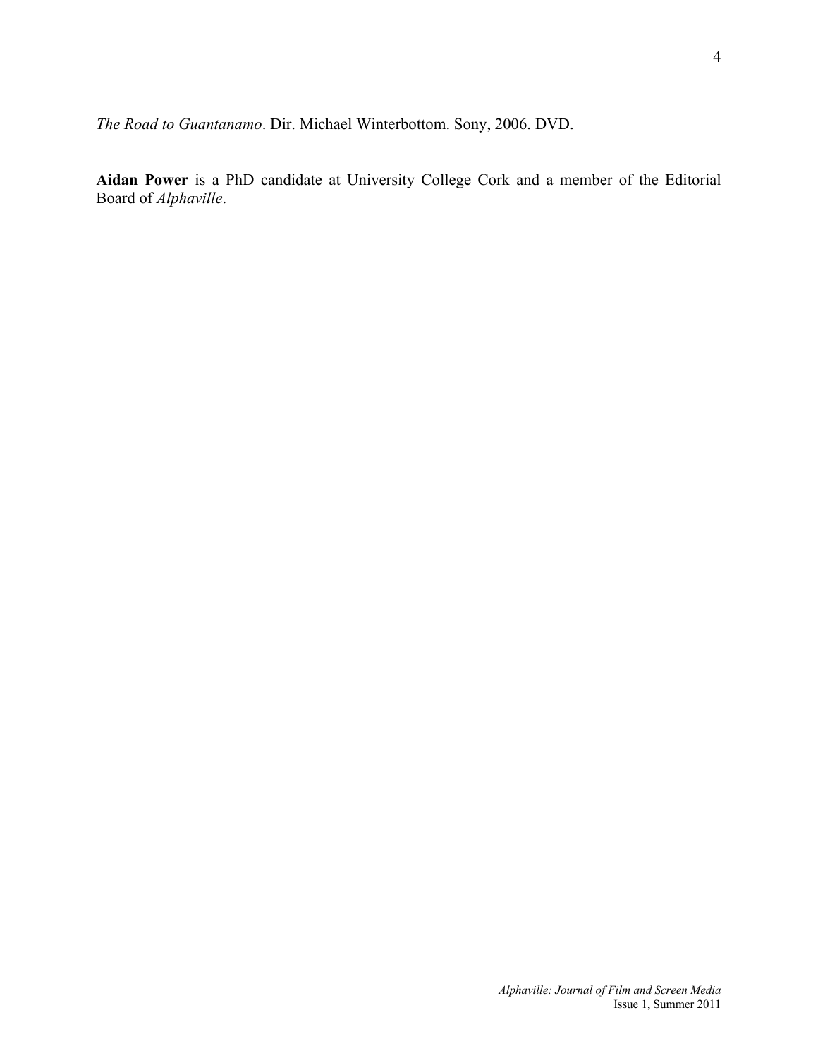*The Road to Guantanamo*. Dir. Michael Winterbottom. Sony, 2006. DVD.

**Aidan Power** is a PhD candidate at University College Cork and a member of the Editorial Board of *Alphaville*.